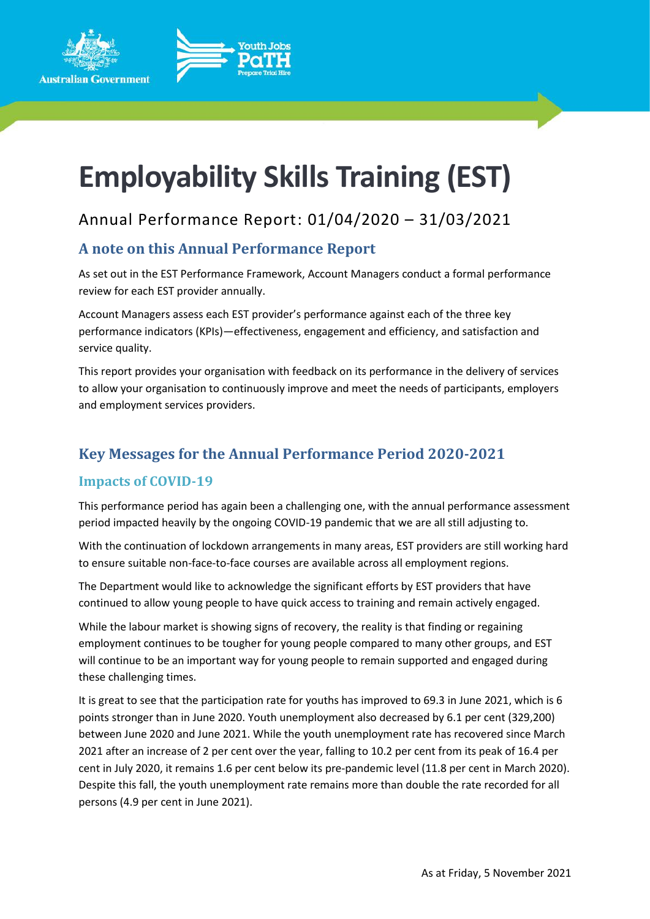# Employability Skills Training (EST)

Annual Performance Report: 01/04/2020 – 31/03/2021

## A note on this Annual Performance Report

As set out in the EST Performance Framework, Account Managers conduct a formal performance review for each EST provider annually.

Account Managers assess each EST provider's performance against each of the three key performance indicators (KPIs)—effectiveness, engagement and efficiency, and satisfaction and service quality.

This report provides your organisation with feedback on its performance in the delivery of services to allow your organisation to continuously improve and meet the needs of participants, employers and employment services providers.

## Key Messages for the Annual Performance Period 2020-2021

### Impacts of COVID-19

This performance period has again been a challenging one, with the annual performance assessment period impacted heavily by the ongoing COVID-19 pandemic that we are all still adjusting to.

With the continuation of lockdown arrangements in many areas, EST providers are still working hard to ensure suitable non-face-to-face courses are available across all employment regions.

The Department would like to acknowledge the significant efforts by EST providers that have continued to allow young people to have quick access to training and remain actively engaged.

While the labour market is showing signs of recovery, the reality is that finding or regaining employment continues to be tougher for young people compared to many other groups, and EST will continue to be an important way for young people to remain supported and engaged during these challenging times.

It is great to see that the participation rate for youths has improved to 69.3 in June 2021, which is 6 points stronger than in June 2020. Youth unemployment also decreased by 6.1 per cent (329,200) between June 2020 and June 2021. While the youth unemployment rate has recovered since March 2021 after an increase of 2 per cent over the year, falling to 10.2 per cent from its peak of 16.4 per cent in July 2020, it remains 1.6 per cent below its pre-pandemic level (11.8 per cent in March 2020). Despite this fall, the youth unemployment rate remains more than double the rate recorded for all persons (4.9 per cent in June 2021).

As at Friday, 5 November 2021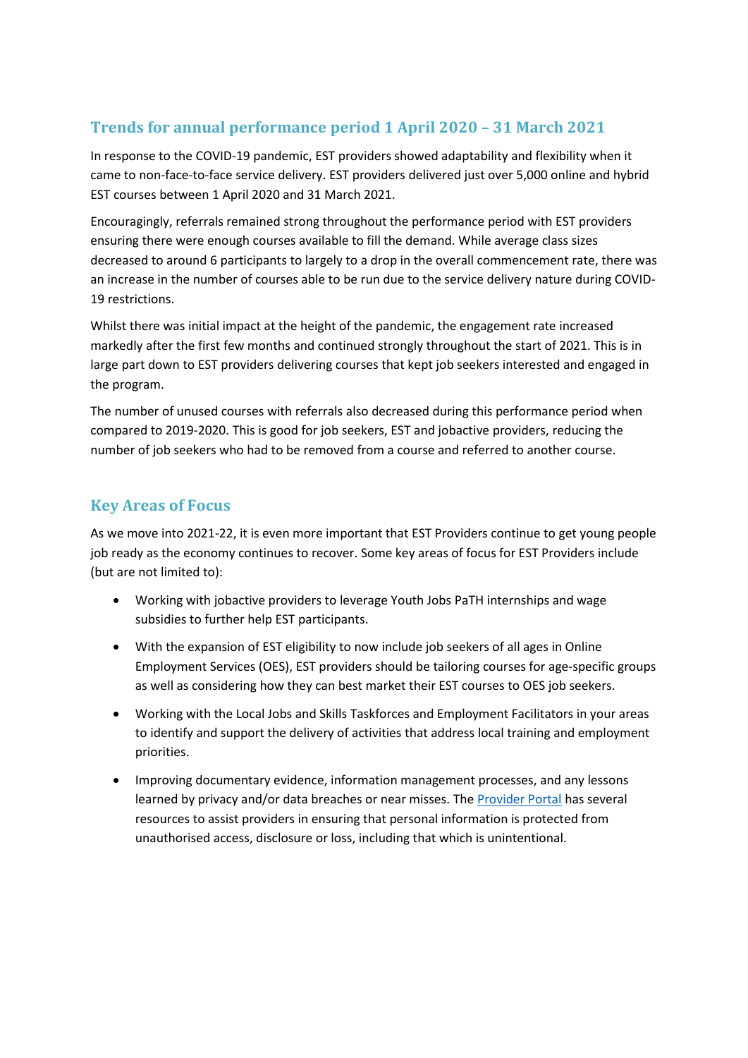## Trends for annual performance period 1 April 2020 – 31 March 2021

In response to the COVID-19 pandemic, EST providers showed adaptability and flexibility when it came to non-face-to-face service delivery. EST providers delivered just over 5,000 online and hybrid EST courses between 1 April 2020 and 31 March 2021.

Encouragingly, referrals remained strong throughout the performance period with EST providers ensuring there were enough courses available to fill the demand. While average class sizes decreased to around 6 participants to largely to a drop in the overall commencement rate, there was an increase in the number of courses able to be run due to the service delivery nature during COVID-19 restrictions.

Whilst there was initial impact at the height of the pandemic, the engagement rate increased markedly after the first few months and continued strongly throughout the start of 2021. This is in large part down to EST providers delivering courses that kept job seekers interested and engaged in the program.

The number of unused courses with referrals also decreased during this performance period when compared to 2019-2020. This is good for job seekers, EST and jobactive providers, reducing the number of job seekers who had to be removed from a course and referred to another course.

## Key Areas of Focus

As we move into 2021-22, it is even more important that EST Providers continue to get young people job ready as the economy continues to recover. Some key areas of focus for EST Providers include (but are not limited to):

- Working with jobactive providers to leverage Youth Jobs PaTH internships and wage subsidies to further help EST participants.
- With the expansion of EST eligibility to now include job seekers of all ages in Online Employment Services (OES), EST providers should be tailoring courses for age-specific groups as well as considering how they can best market their EST courses to OES job seekers.
- Working with the Local Jobs and Skills Taskforces and Employment Facilitators in your areas to identify and support the delivery of activities that address local training and employment priorities.
- Improving documentary evidence, information management processes, and any lessons learned by privacy and/or data breaches or near misses. The Provider Portal has several resources to assist providers in ensuring that personal information is protected from unauthorised access, disclosure or loss, including that which is unintentional.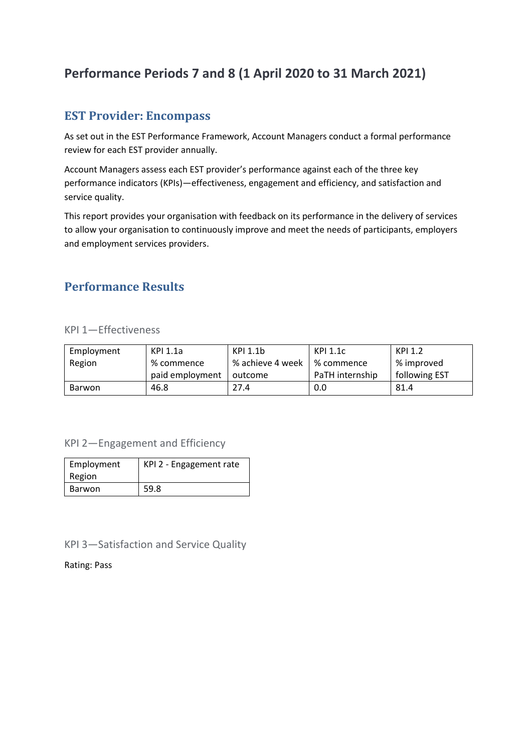# Performance Periods 7 and 8 (1 April 2020 to 31 March 2021)

## EST Provider: Encompass

As set out in the EST Performance Framework, Account Managers conduct a formal performance review for each EST provider annually.

Account Managers assess each EST provider's performance against each of the three key performance indicators (KPIs)—effectiveness, engagement and efficiency, and satisfaction and service quality.

This report provides your organisation with feedback on its performance in the delivery of services to allow your organisation to continuously improve and meet the needs of participants, employers and employment services providers.

## Performance Results

### KPI 1—Effectiveness

| Employment Region | KPI 1.1a % commence paid employment | KPI 1.1b % achieve 4 week outcome | KPI 1.1c % commence PaTH internship | KPI 1.2 % improved following EST |
|---|---|---|---|---|
| Barwon | 46.8 | 27.4 | 0.0 | 81.4 |

### KPI 2—Engagement and Efficiency

| Employment Region | KPI 2 - Engagement rate |
|---|---|
| Barwon | 59.8 |

### KPI 3—Satisfaction and Service Quality

Rating: Pass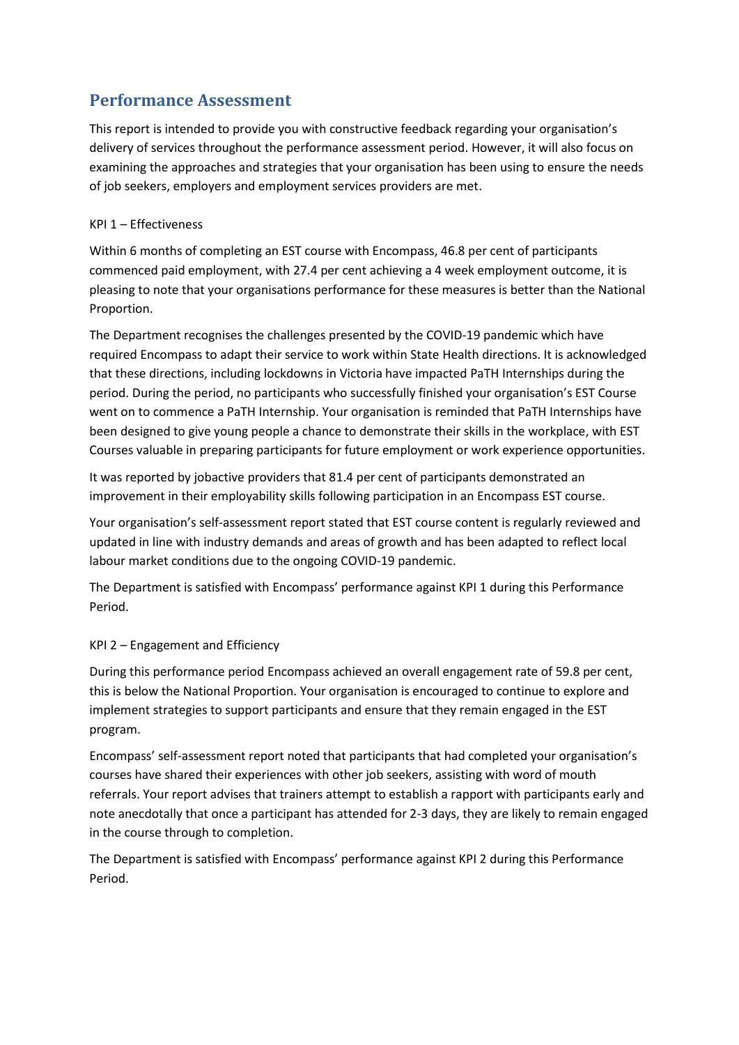## Performance Assessment

This report is intended to provide you with constructive feedback regarding your organisation's delivery of services throughout the performance assessment period. However, it will also focus on examining the approaches and strategies that your organisation has been using to ensure the needs of job seekers, employers and employment services providers are met.

KPI 1 – Effectiveness

Within 6 months of completing an EST course with Encompass, 46.8 per cent of participants commenced paid employment, with 27.4 per cent achieving a 4 week employment outcome, it is pleasing to note that your organisations performance for these measures is better than the National Proportion.

The Department recognises the challenges presented by the COVID-19 pandemic which have required Encompass to adapt their service to work within State Health directions. It is acknowledged that these directions, including lockdowns in Victoria have impacted PaTH Internships during the period. During the period, no participants who successfully finished your organisation's EST Course went on to commence a PaTH Internship. Your organisation is reminded that PaTH Internships have been designed to give young people a chance to demonstrate their skills in the workplace, with EST Courses valuable in preparing participants for future employment or work experience opportunities.

It was reported by jobactive providers that 81.4 per cent of participants demonstrated an improvement in their employability skills following participation in an Encompass EST course.

Your organisation's self-assessment report stated that EST course content is regularly reviewed and updated in line with industry demands and areas of growth and has been adapted to reflect local labour market conditions due to the ongoing COVID-19 pandemic.

The Department is satisfied with Encompass' performance against KPI 1 during this Performance Period.

KPI 2 – Engagement and Efficiency

During this performance period Encompass achieved an overall engagement rate of 59.8 per cent, this is below the National Proportion. Your organisation is encouraged to continue to explore and implement strategies to support participants and ensure that they remain engaged in the EST program.

Encompass' self-assessment report noted that participants that had completed your organisation's courses have shared their experiences with other job seekers, assisting with word of mouth referrals. Your report advises that trainers attempt to establish a rapport with participants early and note anecdotally that once a participant has attended for 2-3 days, they are likely to remain engaged in the course through to completion.

The Department is satisfied with Encompass' performance against KPI 2 during this Performance Period.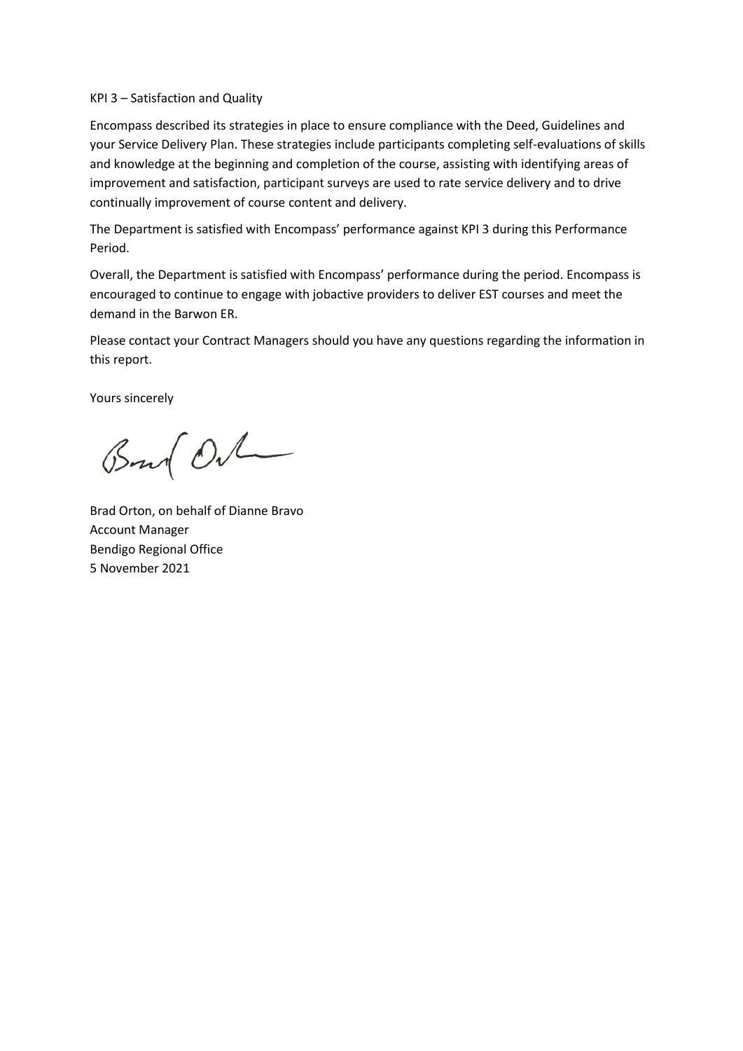KPI 3 – Satisfaction and Quality

Encompass described its strategies in place to ensure compliance with the Deed, Guidelines and your Service Delivery Plan. These strategies include participants completing self-evaluations of skills and knowledge at the beginning and completion of the course, assisting with identifying areas of improvement and satisfaction, participant surveys are used to rate service delivery and to drive continually improvement of course content and delivery.

The Department is satisfied with Encompass' performance against KPI 3 during this Performance Period.

Overall, the Department is satisfied with Encompass' performance during the period. Encompass is encouraged to continue to engage with jobactive providers to deliver EST courses and meet the demand in the Barwon ER.

Please contact your Contract Managers should you have any questions regarding the information in this report.

Yours sincerely

Brad Orton, on behalf of Dianne Bravo
Account Manager
Bendigo Regional Office
5 November 2021